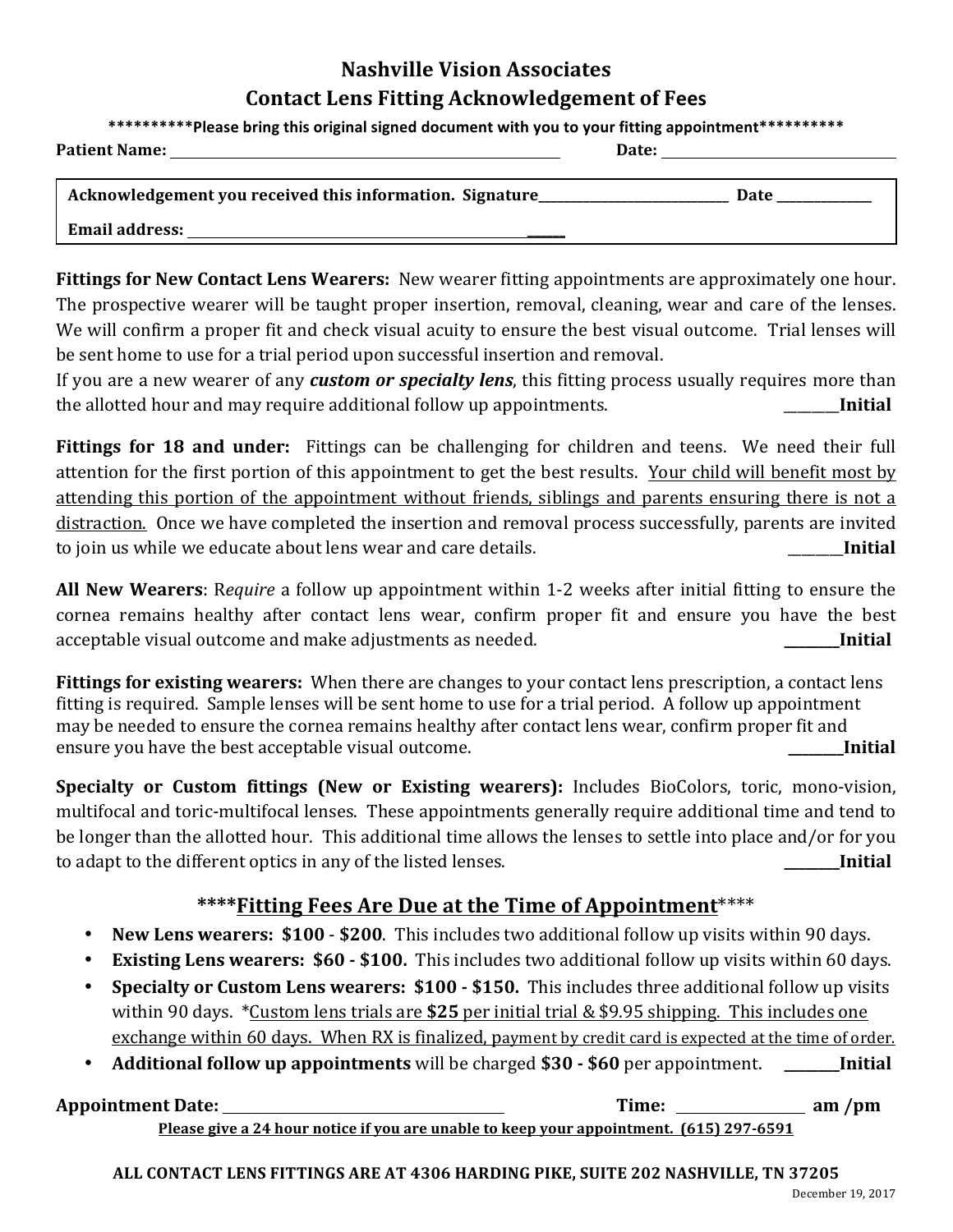# Nashville Vision Associates

## Contact Lens Fitting Acknowledgement of Fees

**\*\*\*\*\*\*\*\*\*\*Please bring this original signed document with you to your fitting appointment\*\*\*\*\*\*\*\*\*\***

**Patient Name:** ______________________________ **Date:** ____________________

**Acknowledgement you received this information. Signature**_____________________________ **Date** _______________

**Email address:** ______________________________

**Fittings for New Contact Lens Wearers:** New wearer fitting appointments are approximately one hour. The prospective wearer will be taught proper insertion, removal, cleaning, wear and care of the lenses. We will confirm a proper fit and check visual acuity to ensure the best visual outcome. Trial lenses will be sent home to use for a trial period upon successful insertion and removal.
If you are a new wearer of any ***custom or specialty lens***, this fitting process usually requires more than the allotted hour and may require additional follow up appointments. ________**Initial**

**Fittings for 18 and under:** Fittings can be challenging for children and teens. We need their full attention for the first portion of this appointment to get the best results. <u>Your child will benefit most by attending this portion of the appointment without friends, siblings and parents ensuring there is not a distraction.</u> Once we have completed the insertion and removal process successfully, parents are invited to join us while we educate about lens wear and care details. ________**Initial**

**All New Wearers**: R*equire* a follow up appointment within 1-2 weeks after initial fitting to ensure the cornea remains healthy after contact lens wear, confirm proper fit and ensure you have the best acceptable visual outcome and make adjustments as needed. ________**Initial**

**Fittings for existing wearers:** When there are changes to your contact lens prescription, a contact lens fitting is required. Sample lenses will be sent home to use for a trial period. A follow up appointment may be needed to ensure the cornea remains healthy after contact lens wear, confirm proper fit and ensure you have the best acceptable visual outcome. ________**Initial**

**Specialty or Custom fittings (New or Existing wearers):** Includes BioColors, toric, mono-vision, multifocal and toric-multifocal lenses. These appointments generally require additional time and tend to be longer than the allotted hour. This additional time allows the lenses to settle into place and/or for you to adapt to the different optics in any of the listed lenses. ________**Initial**

## \*\*\*\*<u>Fitting Fees Are Due at the Time of Appointment</u>\*\*\*\*

- **New Lens wearers: $100 - $200**. This includes two additional follow up visits within 90 days.
- **Existing Lens wearers: $60 - $100.** This includes two additional follow up visits within 60 days.
- **Specialty or Custom Lens wearers: $100 - $150.** This includes three additional follow up visits within 90 days. \*<u>Custom lens trials are **$25** per initial trial & $9.95 shipping. This includes one exchange within 60 days. When RX is finalized, payment by credit card is expected at the time of order.</u>
- **Additional follow up appointments** will be charged **$30 - $60** per appointment. ________**Initial**

**Appointment Date:** ______________________________ **Time:** ______________ **am /pm**

**<u>Please give a 24 hour notice if you are unable to keep your appointment. (615) 297-6591</u>**

**ALL CONTACT LENS FITTINGS ARE AT 4306 HARDING PIKE, SUITE 202 NASHVILLE, TN 37205**

December 19, 2017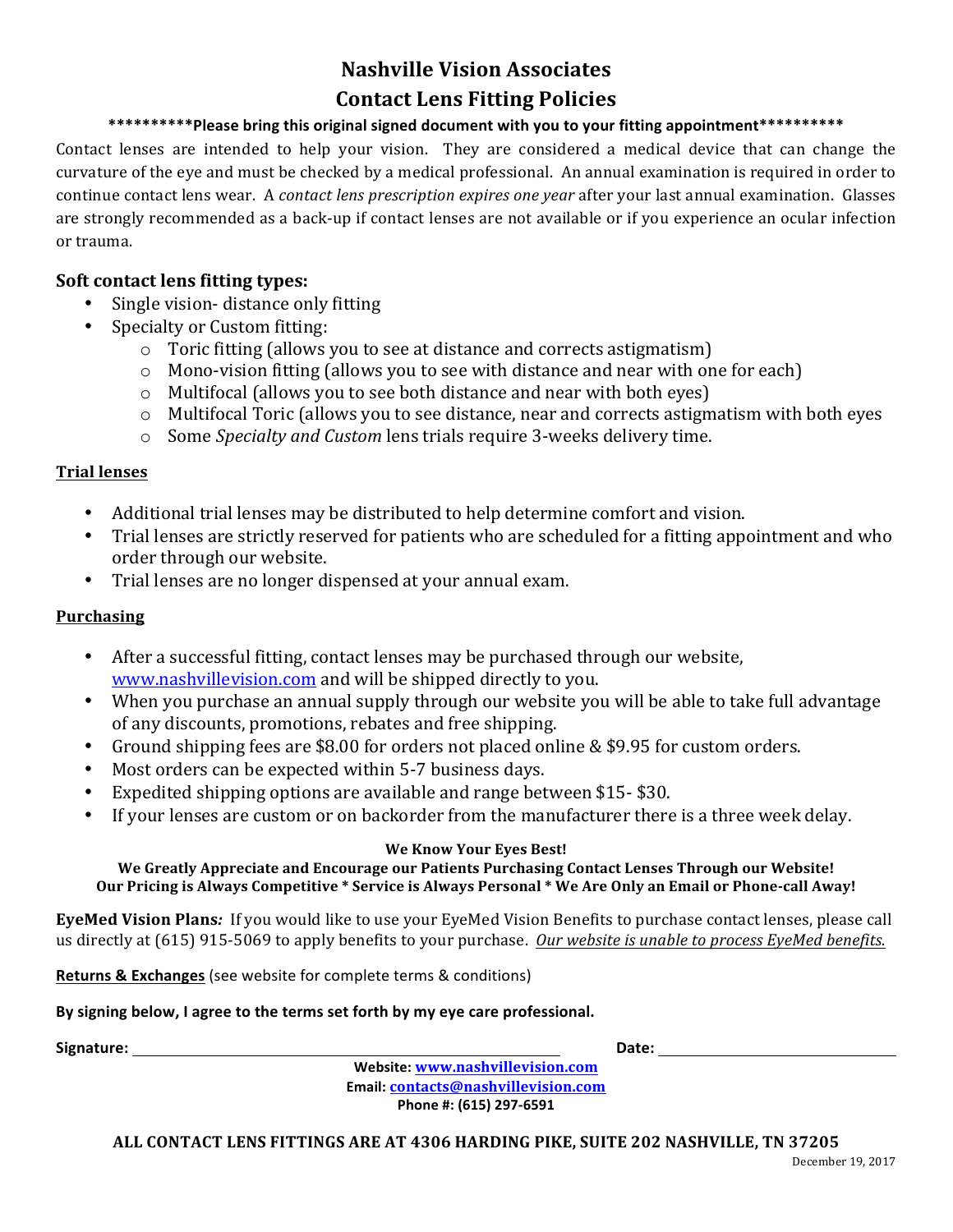# Nashville Vision Associates

## Contact Lens Fitting Policies

**\*\*\*\*\*\*\*\*\*\*Please bring this original signed document with you to your fitting appointment\*\*\*\*\*\*\*\*\*\***

Contact lenses are intended to help your vision. They are considered a medical device that can change the curvature of the eye and must be checked by a medical professional. An annual examination is required in order to continue contact lens wear. A *contact lens prescription expires one year* after your last annual examination. Glasses are strongly recommended as a back-up if contact lenses are not available or if you experience an ocular infection or trauma.

### Soft contact lens fitting types:

- Single vision- distance only fitting
- Specialty or Custom fitting:
  - Toric fitting (allows you to see at distance and corrects astigmatism)
  - Mono-vision fitting (allows you to see with distance and near with one for each)
  - Multifocal (allows you to see both distance and near with both eyes)
  - Multifocal Toric (allows you to see distance, near and corrects astigmatism with both eyes
  - Some *Specialty and Custom* lens trials require 3-weeks delivery time.

**<u>Trial lenses</u>**

- Additional trial lenses may be distributed to help determine comfort and vision.
- Trial lenses are strictly reserved for patients who are scheduled for a fitting appointment and who order through our website.
- Trial lenses are no longer dispensed at your annual exam.

**<u>Purchasing</u>**

- After a successful fitting, contact lenses may be purchased through our website, www.nashvillevision.com and will be shipped directly to you.
- When you purchase an annual supply through our website you will be able to take full advantage of any discounts, promotions, rebates and free shipping.
- Ground shipping fees are $8.00 for orders not placed online & $9.95 for custom orders.
- Most orders can be expected within 5-7 business days.
- Expedited shipping options are available and range between $15- $30.
- If your lenses are custom or on backorder from the manufacturer there is a three week delay.

**We Know Your Eyes Best!**
**We Greatly Appreciate and Encourage our Patients Purchasing Contact Lenses Through our Website!**
**Our Pricing is Always Competitive \* Service is Always Personal \* We Are Only an Email or Phone-call Away!**

**EyeMed Vision Plans*:*** If you would like to use your EyeMed Vision Benefits to purchase contact lenses, please call us directly at (615) 915-5069 to apply benefits to your purchase. *<u>Our website is unable to process EyeMed benefits.</u>*

**<u>Returns & Exchanges</u>** (see website for complete terms & conditions)

**By signing below, I agree to the terms set forth by my eye care professional.**

**Signature:** ______________________________ **Date:** ____________________

**Website: www.nashvillevision.com**
**Email: contacts@nashvillevision.com**
**Phone #: (615) 297-6591**

**ALL CONTACT LENS FITTINGS ARE AT 4306 HARDING PIKE, SUITE 202 NASHVILLE, TN 37205**

December 19, 2017